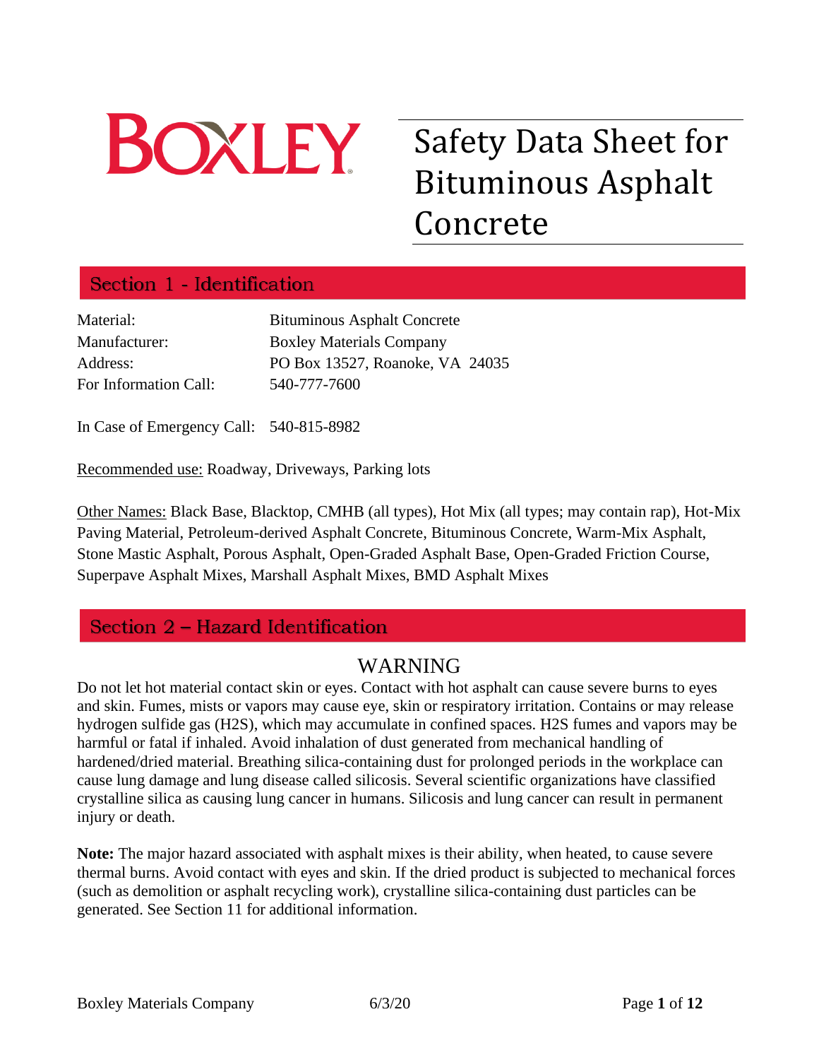BOXLEY

# Safety Data Sheet for Bituminous Asphalt Concrete

## Section 1 - Identification

| | |
|---|---|
| Material: | Bituminous Asphalt Concrete |
| Manufacturer: | Boxley Materials Company |
| Address: | PO Box 13527, Roanoke, VA 24035 |
| For Information Call: | 540-777-7600 |

In Case of Emergency Call: 540-815-8982

Recommended use: Roadway, Driveways, Parking lots

Other Names: Black Base, Blacktop, CMHB (all types), Hot Mix (all types; may contain rap), Hot-Mix Paving Material, Petroleum-derived Asphalt Concrete, Bituminous Concrete, Warm-Mix Asphalt, Stone Mastic Asphalt, Porous Asphalt, Open-Graded Asphalt Base, Open-Graded Friction Course, Superpave Asphalt Mixes, Marshall Asphalt Mixes, BMD Asphalt Mixes

## Section 2 – Hazard Identification

### WARNING

Do not let hot material contact skin or eyes. Contact with hot asphalt can cause severe burns to eyes and skin. Fumes, mists or vapors may cause eye, skin or respiratory irritation. Contains or may release hydrogen sulfide gas (H2S), which may accumulate in confined spaces. H2S fumes and vapors may be harmful or fatal if inhaled. Avoid inhalation of dust generated from mechanical handling of hardened/dried material. Breathing silica-containing dust for prolonged periods in the workplace can cause lung damage and lung disease called silicosis. Several scientific organizations have classified crystalline silica as causing lung cancer in humans. Silicosis and lung cancer can result in permanent injury or death.

**Note:** The major hazard associated with asphalt mixes is their ability, when heated, to cause severe thermal burns. Avoid contact with eyes and skin. If the dried product is subjected to mechanical forces (such as demolition or asphalt recycling work), crystalline silica-containing dust particles can be generated. See Section 11 for additional information.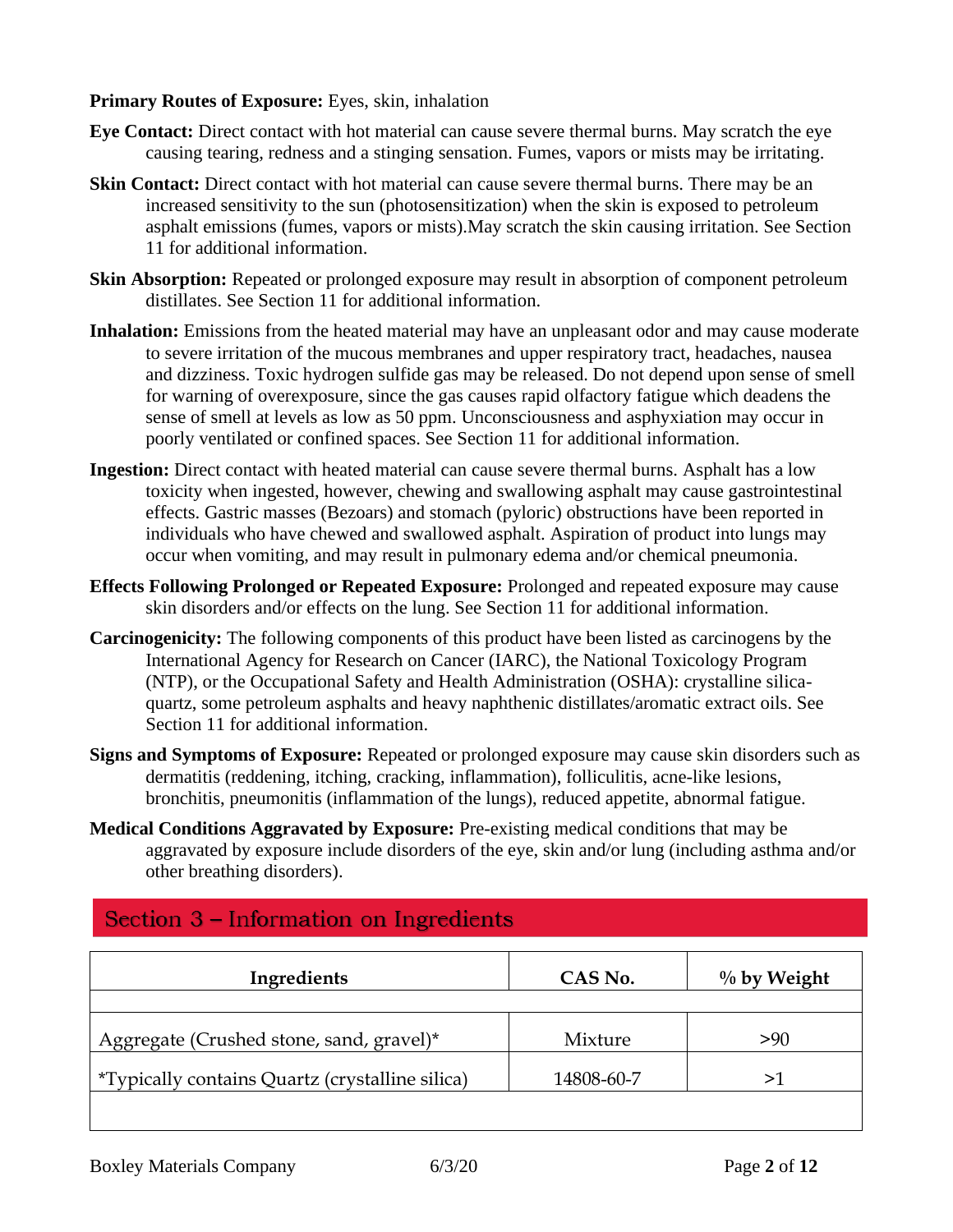**Primary Routes of Exposure:** Eyes, skin, inhalation

**Eye Contact:** Direct contact with hot material can cause severe thermal burns. May scratch the eye causing tearing, redness and a stinging sensation. Fumes, vapors or mists may be irritating.

**Skin Contact:** Direct contact with hot material can cause severe thermal burns. There may be an increased sensitivity to the sun (photosensitization) when the skin is exposed to petroleum asphalt emissions (fumes, vapors or mists).May scratch the skin causing irritation. See Section 11 for additional information.

**Skin Absorption:** Repeated or prolonged exposure may result in absorption of component petroleum distillates. See Section 11 for additional information.

**Inhalation:** Emissions from the heated material may have an unpleasant odor and may cause moderate to severe irritation of the mucous membranes and upper respiratory tract, headaches, nausea and dizziness. Toxic hydrogen sulfide gas may be released. Do not depend upon sense of smell for warning of overexposure, since the gas causes rapid olfactory fatigue which deadens the sense of smell at levels as low as 50 ppm. Unconsciousness and asphyxiation may occur in poorly ventilated or confined spaces. See Section 11 for additional information.

**Ingestion:** Direct contact with heated material can cause severe thermal burns. Asphalt has a low toxicity when ingested, however, chewing and swallowing asphalt may cause gastrointestinal effects. Gastric masses (Bezoars) and stomach (pyloric) obstructions have been reported in individuals who have chewed and swallowed asphalt. Aspiration of product into lungs may occur when vomiting, and may result in pulmonary edema and/or chemical pneumonia.

**Effects Following Prolonged or Repeated Exposure:** Prolonged and repeated exposure may cause skin disorders and/or effects on the lung. See Section 11 for additional information.

**Carcinogenicity:** The following components of this product have been listed as carcinogens by the International Agency for Research on Cancer (IARC), the National Toxicology Program (NTP), or the Occupational Safety and Health Administration (OSHA): crystalline silica-quartz, some petroleum asphalts and heavy naphthenic distillates/aromatic extract oils. See Section 11 for additional information.

**Signs and Symptoms of Exposure:** Repeated or prolonged exposure may cause skin disorders such as dermatitis (reddening, itching, cracking, inflammation), folliculitis, acne-like lesions, bronchitis, pneumonitis (inflammation of the lungs), reduced appetite, abnormal fatigue.

**Medical Conditions Aggravated by Exposure:** Pre-existing medical conditions that may be aggravated by exposure include disorders of the eye, skin and/or lung (including asthma and/or other breathing disorders).

## Section 3 – Information on Ingredients

| Ingredients | CAS No. | % by Weight |
|---|---|---|
| | | |
| Aggregate (Crushed stone, sand, gravel)* | Mixture | >90 |
| *Typically contains Quartz (crystalline silica) | 14808-60-7 | >1 |
| | | |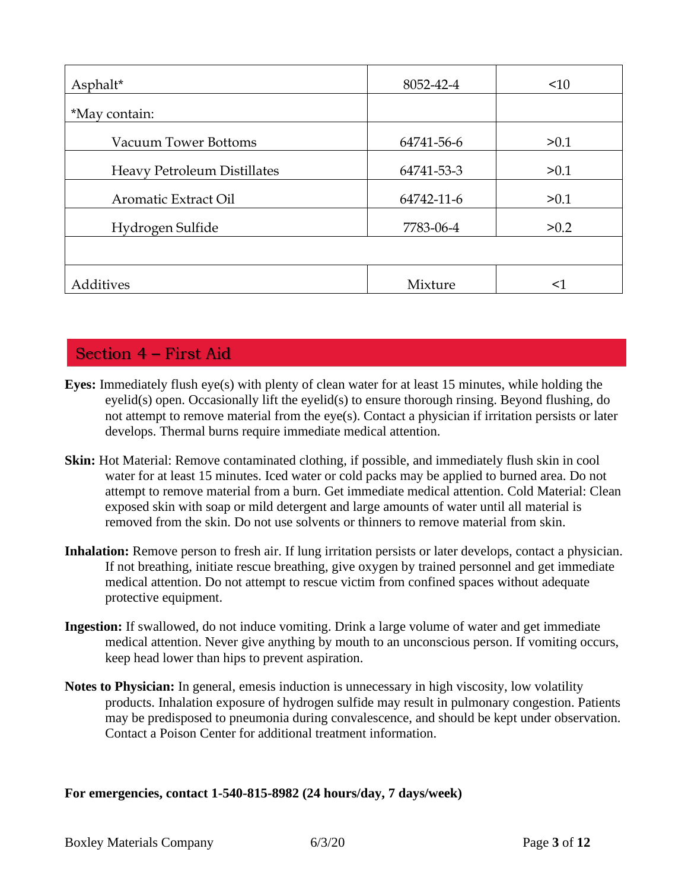| Asphalt* | 8052-42-4 | <10 |
| --- | --- | --- |
| *May contain: | | |
| Vacuum Tower Bottoms | 64741-56-6 | >0.1 |
| Heavy Petroleum Distillates | 64741-53-3 | >0.1 |
| Aromatic Extract Oil | 64742-11-6 | >0.1 |
| Hydrogen Sulfide | 7783-06-4 | >0.2 |
| | | |
| Additives | Mixture | <1 |

## Section 4 – First Aid

**Eyes:** Immediately flush eye(s) with plenty of clean water for at least 15 minutes, while holding the eyelid(s) open. Occasionally lift the eyelid(s) to ensure thorough rinsing. Beyond flushing, do not attempt to remove material from the eye(s). Contact a physician if irritation persists or later develops. Thermal burns require immediate medical attention.

**Skin:** Hot Material: Remove contaminated clothing, if possible, and immediately flush skin in cool water for at least 15 minutes. Iced water or cold packs may be applied to burned area. Do not attempt to remove material from a burn. Get immediate medical attention. Cold Material: Clean exposed skin with soap or mild detergent and large amounts of water until all material is removed from the skin. Do not use solvents or thinners to remove material from skin.

**Inhalation:** Remove person to fresh air. If lung irritation persists or later develops, contact a physician. If not breathing, initiate rescue breathing, give oxygen by trained personnel and get immediate medical attention. Do not attempt to rescue victim from confined spaces without adequate protective equipment.

**Ingestion:** If swallowed, do not induce vomiting. Drink a large volume of water and get immediate medical attention. Never give anything by mouth to an unconscious person. If vomiting occurs, keep head lower than hips to prevent aspiration.

**Notes to Physician:** In general, emesis induction is unnecessary in high viscosity, low volatility products. Inhalation exposure of hydrogen sulfide may result in pulmonary congestion. Patients may be predisposed to pneumonia during convalescence, and should be kept under observation. Contact a Poison Center for additional treatment information.

**For emergencies, contact 1-540-815-8982 (24 hours/day, 7 days/week)**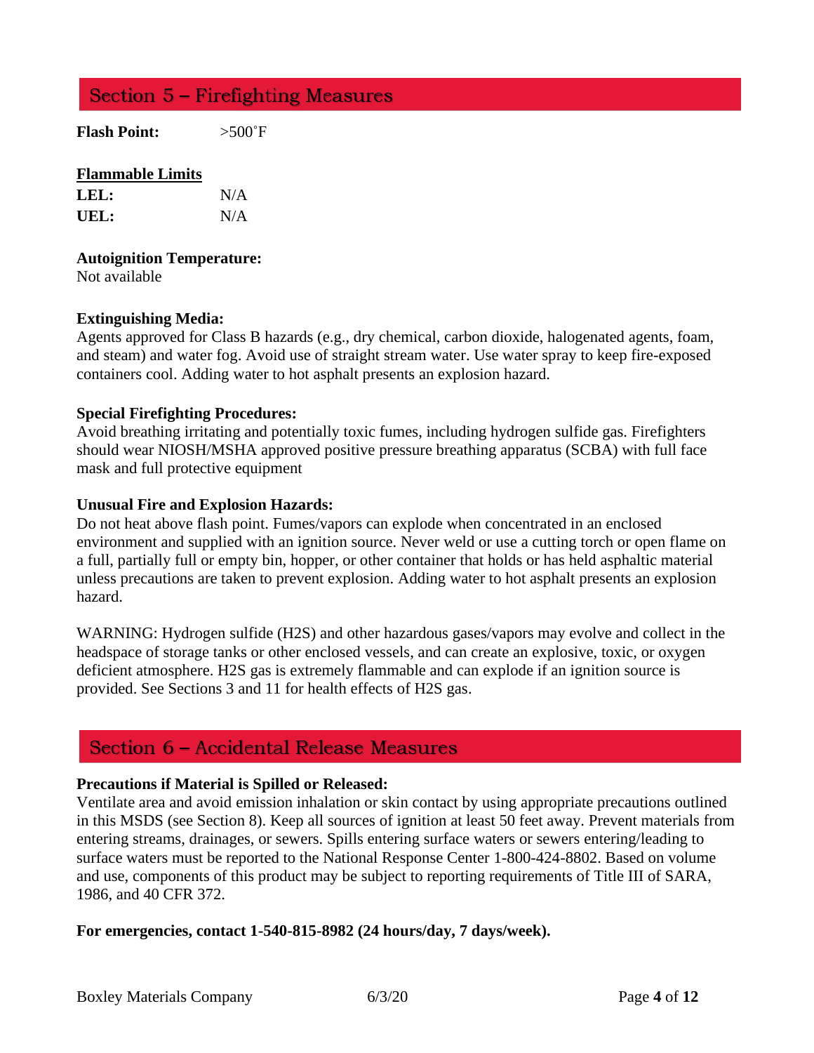## Section 5 – Firefighting Measures

**Flash Point:** >500˚F

**Flammable Limits**

**LEL:** N/A

**UEL:** N/A

**Autoignition Temperature:**
Not available

**Extinguishing Media:**
Agents approved for Class B hazards (e.g., dry chemical, carbon dioxide, halogenated agents, foam, and steam) and water fog. Avoid use of straight stream water. Use water spray to keep fire-exposed containers cool. Adding water to hot asphalt presents an explosion hazard.

**Special Firefighting Procedures:**
Avoid breathing irritating and potentially toxic fumes, including hydrogen sulfide gas. Firefighters should wear NIOSH/MSHA approved positive pressure breathing apparatus (SCBA) with full face mask and full protective equipment

**Unusual Fire and Explosion Hazards:**
Do not heat above flash point. Fumes/vapors can explode when concentrated in an enclosed environment and supplied with an ignition source. Never weld or use a cutting torch or open flame on a full, partially full or empty bin, hopper, or other container that holds or has held asphaltic material unless precautions are taken to prevent explosion. Adding water to hot asphalt presents an explosion hazard.

WARNING: Hydrogen sulfide (H2S) and other hazardous gases/vapors may evolve and collect in the headspace of storage tanks or other enclosed vessels, and can create an explosive, toxic, or oxygen deficient atmosphere. H2S gas is extremely flammable and can explode if an ignition source is provided. See Sections 3 and 11 for health effects of H2S gas.

## Section 6 – Accidental Release Measures

**Precautions if Material is Spilled or Released:**
Ventilate area and avoid emission inhalation or skin contact by using appropriate precautions outlined in this MSDS (see Section 8). Keep all sources of ignition at least 50 feet away. Prevent materials from entering streams, drainages, or sewers. Spills entering surface waters or sewers entering/leading to surface waters must be reported to the National Response Center 1-800-424-8802. Based on volume and use, components of this product may be subject to reporting requirements of Title III of SARA, 1986, and 40 CFR 372.

**For emergencies, contact 1-540-815-8982 (24 hours/day, 7 days/week).**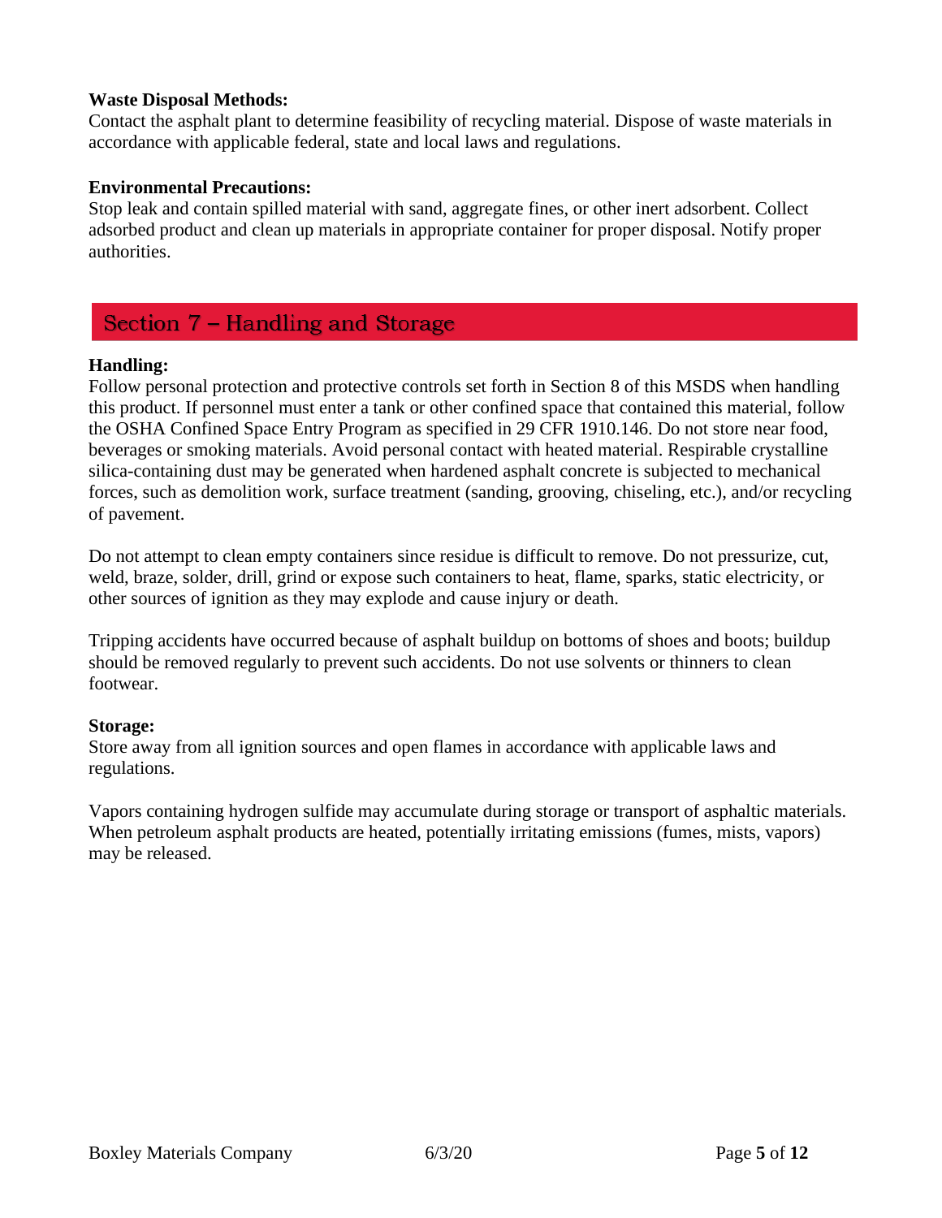**Waste Disposal Methods:**
Contact the asphalt plant to determine feasibility of recycling material. Dispose of waste materials in accordance with applicable federal, state and local laws and regulations.

**Environmental Precautions:**
Stop leak and contain spilled material with sand, aggregate fines, or other inert adsorbent. Collect adsorbed product and clean up materials in appropriate container for proper disposal. Notify proper authorities.

## Section 7 – Handling and Storage

**Handling:**
Follow personal protection and protective controls set forth in Section 8 of this MSDS when handling this product. If personnel must enter a tank or other confined space that contained this material, follow the OSHA Confined Space Entry Program as specified in 29 CFR 1910.146. Do not store near food, beverages or smoking materials. Avoid personal contact with heated material. Respirable crystalline silica-containing dust may be generated when hardened asphalt concrete is subjected to mechanical forces, such as demolition work, surface treatment (sanding, grooving, chiseling, etc.), and/or recycling of pavement.

Do not attempt to clean empty containers since residue is difficult to remove. Do not pressurize, cut, weld, braze, solder, drill, grind or expose such containers to heat, flame, sparks, static electricity, or other sources of ignition as they may explode and cause injury or death.

Tripping accidents have occurred because of asphalt buildup on bottoms of shoes and boots; buildup should be removed regularly to prevent such accidents. Do not use solvents or thinners to clean footwear.

**Storage:**
Store away from all ignition sources and open flames in accordance with applicable laws and regulations.

Vapors containing hydrogen sulfide may accumulate during storage or transport of asphaltic materials. When petroleum asphalt products are heated, potentially irritating emissions (fumes, mists, vapors) may be released.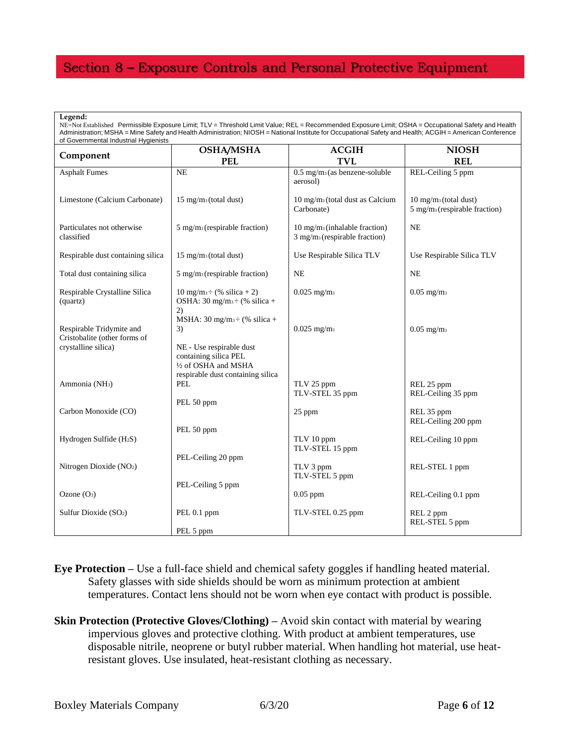# Section 8 – Exposure Controls and Personal Protective Equipment

**Legend:**
NE=Not Established Permissible Exposure Limit; TLV = Threshold Limit Value; REL = Recommended Exposure Limit; OSHA = Occupational Safety and Health Administration; MSHA = Mine Safety and Health Administration; NIOSH = National Institute for Occupational Safety and Health; ACGIH = American Conference of Governmental Industrial Hygienists

| Component | OSHA/MSHA PEL | ACGIH TVL | NIOSH REL |
|---|---|---|---|
| Asphalt Fumes | NE | 0.5 $mg/m^3$ (as benzene-soluble aerosol) | REL-Ceiling 5 ppm |
| Limestone (Calcium Carbonate) | 15 $mg/m^3$ (total dust) | 10 $mg/m^3$ (total dust as Calcium Carbonate) | 10 $mg/m^3$ (total dust)<br>5 $mg/m^3$ (respirable fraction) |
| Particulates not otherwise classified | 5 $mg/m^3$ (respirable fraction) | 10 $mg/m^3$ (inhalable fraction)<br>3 $mg/m^3$ (respirable fraction) | NE |
| Respirable dust containing silica | 15 $mg/m^3$ (total dust) | Use Respirable Silica TLV | Use Respirable Silica TLV |
| Total dust containing silica | 5 $mg/m^3$ (respirable fraction) | NE | NE |
| Respirable Crystalline Silica (quartz) | 10 $mg/m^3$ ÷ (% silica + 2)<br>OSHA: 30 $mg/m^3$ ÷ (% silica + 2)<br>MSHA: 30 $mg/m^3$ ÷ (% silica + 3) | 0.025 $mg/m^3$ | 0.05 $mg/m^3$ |
| Respirable Tridymite and Cristobalite (other forms of crystalline silica) | NE - Use respirable dust containing silica PEL<br>½ of OSHA and MSHA respirable dust containing silica PEL | 0.025 $mg/m^3$ | 0.05 $mg/m^3$ |
| Ammonia ($NH_3$) | PEL 50 ppm | TLV 25 ppm<br>TLV-STEL 35 ppm | REL 25 ppm<br>REL-Ceiling 35 ppm |
| Carbon Monoxide (CO) | PEL 50 ppm | 25 ppm | REL 35 ppm<br>REL-Ceiling 200 ppm |
| Hydrogen Sulfide ($H_2S$) | PEL-Ceiling 20 ppm | TLV 10 ppm<br>TLV-STEL 15 ppm | REL-Ceiling 10 ppm |
| Nitrogen Dioxide ($NO_2$) | PEL-Ceiling 5 ppm | TLV 3 ppm<br>TLV-STEL 5 ppm | REL-STEL 1 ppm |
| Ozone ($O_3$) | PEL 0.1 ppm | 0.05 ppm | REL-Ceiling 0.1 ppm |
| Sulfur Dioxide ($SO_2$) | PEL 5 ppm | TLV-STEL 0.25 ppm | REL 2 ppm<br>REL-STEL 5 ppm |

**Eye Protection** – Use a full-face shield and chemical safety goggles if handling heated material. Safety glasses with side shields should be worn as minimum protection at ambient temperatures. Contact lens should not be worn when eye contact with product is possible.

**Skin Protection (Protective Gloves/Clothing)** – Avoid skin contact with material by wearing impervious gloves and protective clothing. With product at ambient temperatures, use disposable nitrile, neoprene or butyl rubber material. When handling hot material, use heat-resistant gloves. Use insulated, heat-resistant clothing as necessary.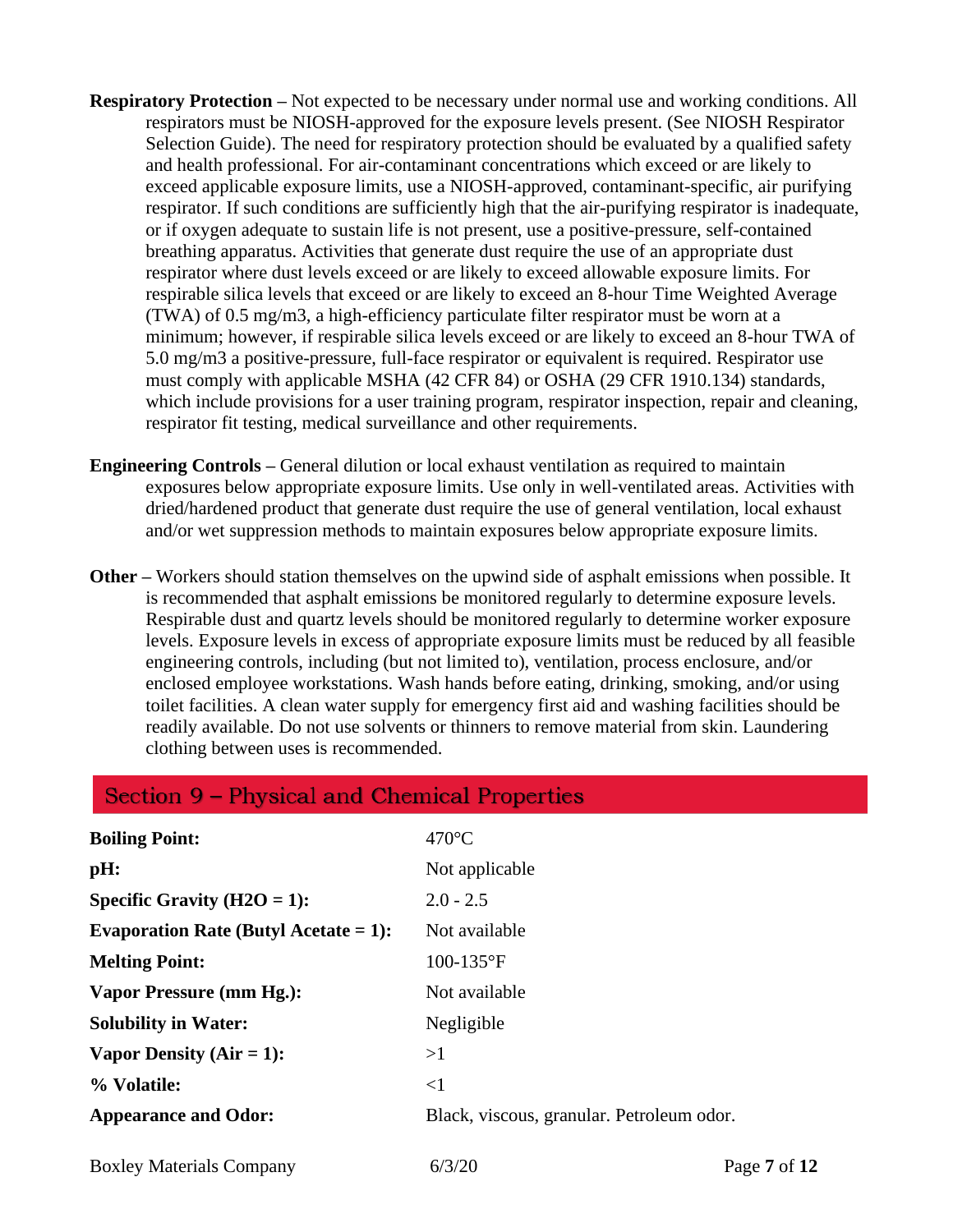**Respiratory Protection –** Not expected to be necessary under normal use and working conditions. All respirators must be NIOSH-approved for the exposure levels present. (See NIOSH Respirator Selection Guide). The need for respiratory protection should be evaluated by a qualified safety and health professional. For air-contaminant concentrations which exceed or are likely to exceed applicable exposure limits, use a NIOSH-approved, contaminant-specific, air purifying respirator. If such conditions are sufficiently high that the air-purifying respirator is inadequate, or if oxygen adequate to sustain life is not present, use a positive-pressure, self-contained breathing apparatus. Activities that generate dust require the use of an appropriate dust respirator where dust levels exceed or are likely to exceed allowable exposure limits. For respirable silica levels that exceed or are likely to exceed an 8-hour Time Weighted Average (TWA) of 0.5 mg/m3, a high-efficiency particulate filter respirator must be worn at a minimum; however, if respirable silica levels exceed or are likely to exceed an 8-hour TWA of 5.0 mg/m3 a positive-pressure, full-face respirator or equivalent is required. Respirator use must comply with applicable MSHA (42 CFR 84) or OSHA (29 CFR 1910.134) standards, which include provisions for a user training program, respirator inspection, repair and cleaning, respirator fit testing, medical surveillance and other requirements.

**Engineering Controls –** General dilution or local exhaust ventilation as required to maintain exposures below appropriate exposure limits. Use only in well-ventilated areas. Activities with dried/hardened product that generate dust require the use of general ventilation, local exhaust and/or wet suppression methods to maintain exposures below appropriate exposure limits.

**Other –** Workers should station themselves on the upwind side of asphalt emissions when possible. It is recommended that asphalt emissions be monitored regularly to determine exposure levels. Respirable dust and quartz levels should be monitored regularly to determine worker exposure levels. Exposure levels in excess of appropriate exposure limits must be reduced by all feasible engineering controls, including (but not limited to), ventilation, process enclosure, and/or enclosed employee workstations. Wash hands before eating, drinking, smoking, and/or using toilet facilities. A clean water supply for emergency first aid and washing facilities should be readily available. Do not use solvents or thinners to remove material from skin. Laundering clothing between uses is recommended.

## Section 9 – Physical and Chemical Properties

| | |
|---|---|
| **Boiling Point:** | 470°C |
| **pH:** | Not applicable |
| **Specific Gravity (H2O = 1):** | 2.0 - 2.5 |
| **Evaporation Rate (Butyl Acetate = 1):** | Not available |
| **Melting Point:** | 100-135°F |
| **Vapor Pressure (mm Hg.):** | Not available |
| **Solubility in Water:** | Negligible |
| **Vapor Density (Air = 1):** | >1 |
| **% Volatile:** | <1 |
| **Appearance and Odor:** | Black, viscous, granular. Petroleum odor. |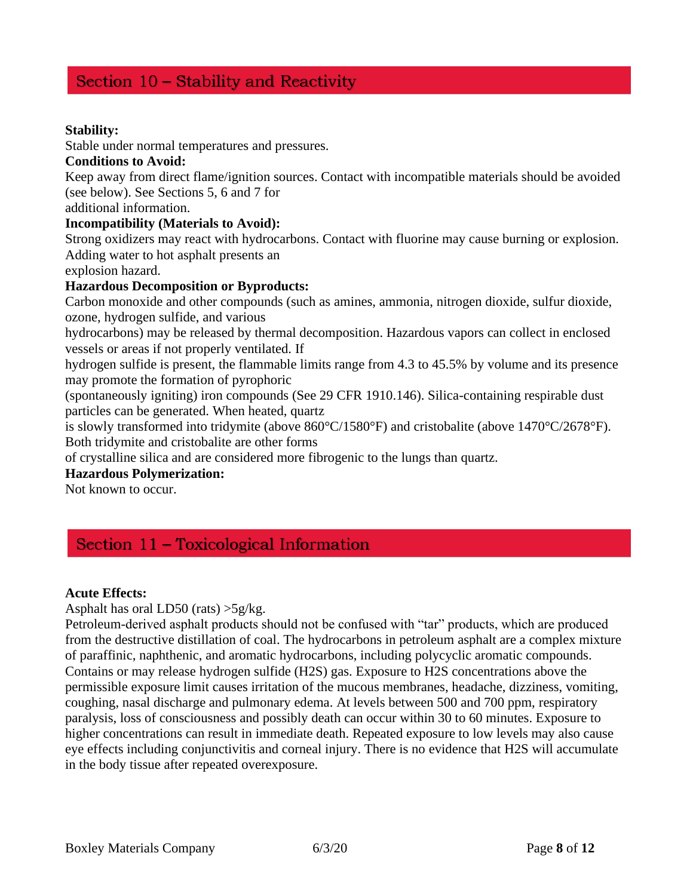## Section 10 – Stability and Reactivity

**Stability:**
Stable under normal temperatures and pressures.

**Conditions to Avoid:**
Keep away from direct flame/ignition sources. Contact with incompatible materials should be avoided (see below). See Sections 5, 6 and 7 for additional information.

**Incompatibility (Materials to Avoid):**
Strong oxidizers may react with hydrocarbons. Contact with fluorine may cause burning or explosion. Adding water to hot asphalt presents an explosion hazard.

**Hazardous Decomposition or Byproducts:**
Carbon monoxide and other compounds (such as amines, ammonia, nitrogen dioxide, sulfur dioxide, ozone, hydrogen sulfide, and various hydrocarbons) may be released by thermal decomposition. Hazardous vapors can collect in enclosed vessels or areas if not properly ventilated. If hydrogen sulfide is present, the flammable limits range from 4.3 to 45.5% by volume and its presence may promote the formation of pyrophoric (spontaneously igniting) iron compounds (See 29 CFR 1910.146). Silica-containing respirable dust particles can be generated. When heated, quartz is slowly transformed into tridymite (above 860°C/1580°F) and cristobalite (above 1470°C/2678°F). Both tridymite and cristobalite are other forms of crystalline silica and are considered more fibrogenic to the lungs than quartz.

**Hazardous Polymerization:**
Not known to occur.

## Section 11 – Toxicological Information

**Acute Effects:**
Asphalt has oral LD50 (rats) >5g/kg.
Petroleum-derived asphalt products should not be confused with "tar" products, which are produced from the destructive distillation of coal. The hydrocarbons in petroleum asphalt are a complex mixture of paraffinic, naphthenic, and aromatic hydrocarbons, including polycyclic aromatic compounds. Contains or may release hydrogen sulfide ($H_2S$) gas. Exposure to $H_2S$ concentrations above the permissible exposure limit causes irritation of the mucous membranes, headache, dizziness, vomiting, coughing, nasal discharge and pulmonary edema. At levels between 500 and 700 ppm, respiratory paralysis, loss of consciousness and possibly death can occur within 30 to 60 minutes. Exposure to higher concentrations can result in immediate death. Repeated exposure to low levels may also cause eye effects including conjunctivitis and corneal injury. There is no evidence that $H_2S$ will accumulate in the body tissue after repeated overexposure.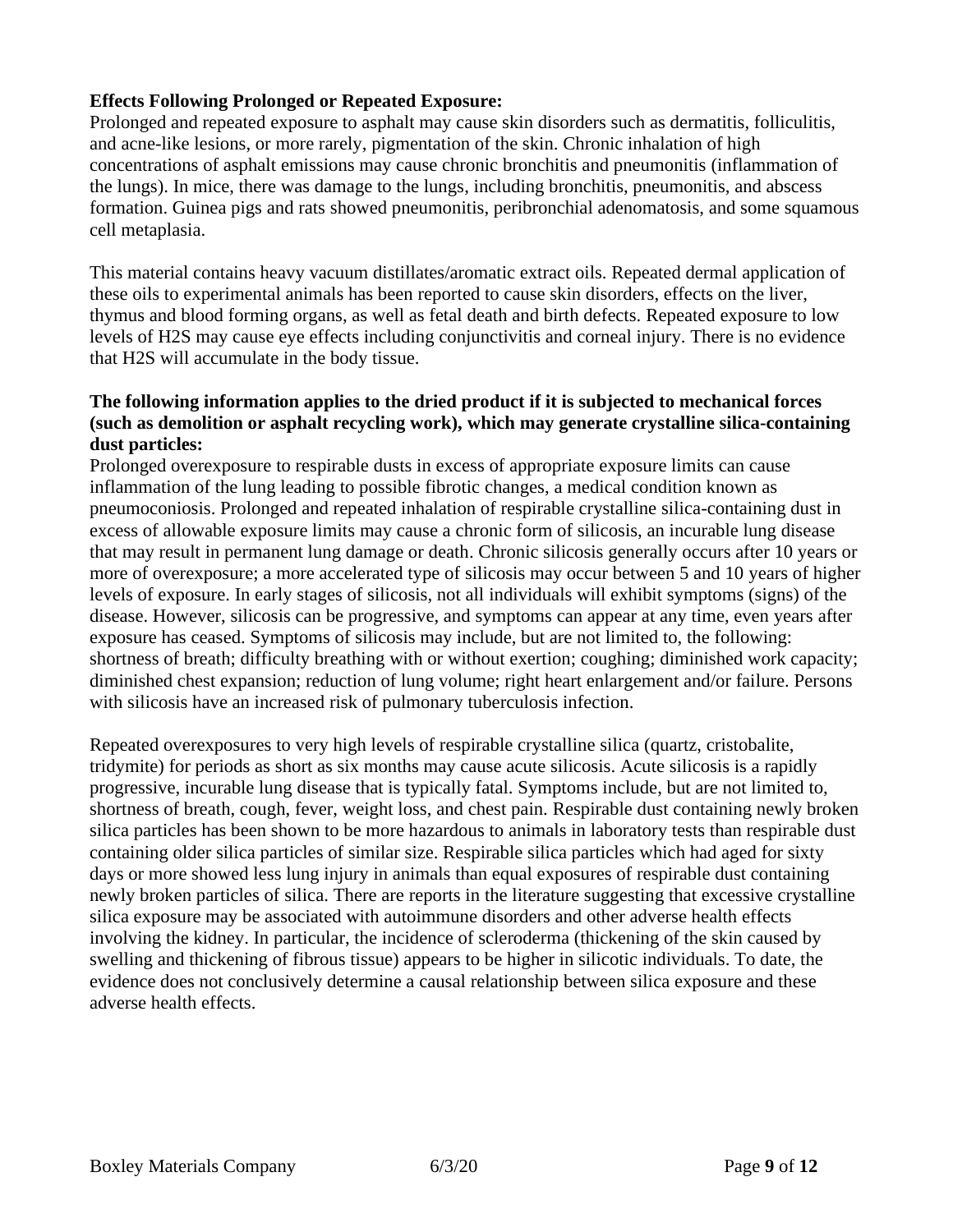**Effects Following Prolonged or Repeated Exposure:**
Prolonged and repeated exposure to asphalt may cause skin disorders such as dermatitis, folliculitis, and acne-like lesions, or more rarely, pigmentation of the skin. Chronic inhalation of high concentrations of asphalt emissions may cause chronic bronchitis and pneumonitis (inflammation of the lungs). In mice, there was damage to the lungs, including bronchitis, pneumonitis, and abscess formation. Guinea pigs and rats showed pneumonitis, peribronchial adenomatosis, and some squamous cell metaplasia.

This material contains heavy vacuum distillates/aromatic extract oils. Repeated dermal application of these oils to experimental animals has been reported to cause skin disorders, effects on the liver, thymus and blood forming organs, as well as fetal death and birth defects. Repeated exposure to low levels of H2S may cause eye effects including conjunctivitis and corneal injury. There is no evidence that H2S will accumulate in the body tissue.

**The following information applies to the dried product if it is subjected to mechanical forces (such as demolition or asphalt recycling work), which may generate crystalline silica-containing dust particles:**
Prolonged overexposure to respirable dusts in excess of appropriate exposure limits can cause inflammation of the lung leading to possible fibrotic changes, a medical condition known as pneumoconiosis. Prolonged and repeated inhalation of respirable crystalline silica-containing dust in excess of allowable exposure limits may cause a chronic form of silicosis, an incurable lung disease that may result in permanent lung damage or death. Chronic silicosis generally occurs after 10 years or more of overexposure; a more accelerated type of silicosis may occur between 5 and 10 years of higher levels of exposure. In early stages of silicosis, not all individuals will exhibit symptoms (signs) of the disease. However, silicosis can be progressive, and symptoms can appear at any time, even years after exposure has ceased. Symptoms of silicosis may include, but are not limited to, the following: shortness of breath; difficulty breathing with or without exertion; coughing; diminished work capacity; diminished chest expansion; reduction of lung volume; right heart enlargement and/or failure. Persons with silicosis have an increased risk of pulmonary tuberculosis infection.

Repeated overexposures to very high levels of respirable crystalline silica (quartz, cristobalite, tridymite) for periods as short as six months may cause acute silicosis. Acute silicosis is a rapidly progressive, incurable lung disease that is typically fatal. Symptoms include, but are not limited to, shortness of breath, cough, fever, weight loss, and chest pain. Respirable dust containing newly broken silica particles has been shown to be more hazardous to animals in laboratory tests than respirable dust containing older silica particles of similar size. Respirable silica particles which had aged for sixty days or more showed less lung injury in animals than equal exposures of respirable dust containing newly broken particles of silica. There are reports in the literature suggesting that excessive crystalline silica exposure may be associated with autoimmune disorders and other adverse health effects involving the kidney. In particular, the incidence of scleroderma (thickening of the skin caused by swelling and thickening of fibrous tissue) appears to be higher in silicotic individuals. To date, the evidence does not conclusively determine a causal relationship between silica exposure and these adverse health effects.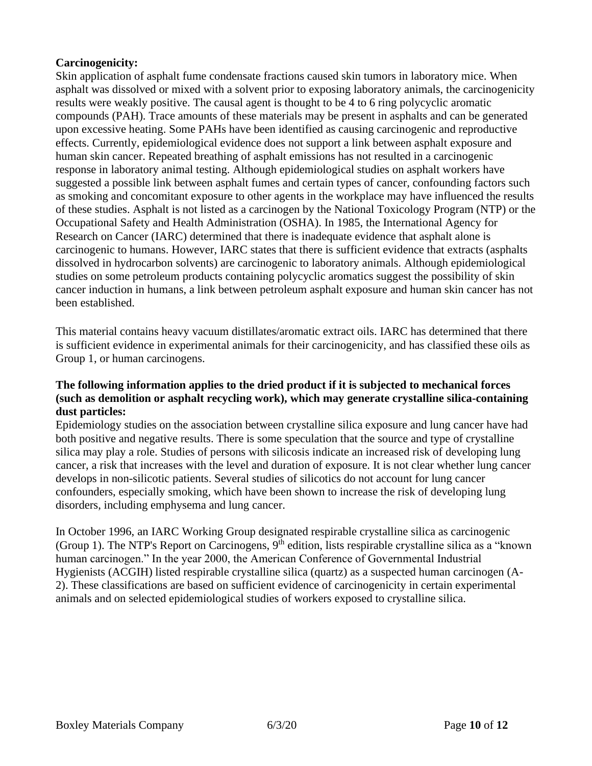**Carcinogenicity:**

Skin application of asphalt fume condensate fractions caused skin tumors in laboratory mice. When asphalt was dissolved or mixed with a solvent prior to exposing laboratory animals, the carcinogenicity results were weakly positive. The causal agent is thought to be 4 to 6 ring polycyclic aromatic compounds (PAH). Trace amounts of these materials may be present in asphalts and can be generated upon excessive heating. Some PAHs have been identified as causing carcinogenic and reproductive effects. Currently, epidemiological evidence does not support a link between asphalt exposure and human skin cancer. Repeated breathing of asphalt emissions has not resulted in a carcinogenic response in laboratory animal testing. Although epidemiological studies on asphalt workers have suggested a possible link between asphalt fumes and certain types of cancer, confounding factors such as smoking and concomitant exposure to other agents in the workplace may have influenced the results of these studies. Asphalt is not listed as a carcinogen by the National Toxicology Program (NTP) or the Occupational Safety and Health Administration (OSHA). In 1985, the International Agency for Research on Cancer (IARC) determined that there is inadequate evidence that asphalt alone is carcinogenic to humans. However, IARC states that there is sufficient evidence that extracts (asphalts dissolved in hydrocarbon solvents) are carcinogenic to laboratory animals. Although epidemiological studies on some petroleum products containing polycyclic aromatics suggest the possibility of skin cancer induction in humans, a link between petroleum asphalt exposure and human skin cancer has not been established.

This material contains heavy vacuum distillates/aromatic extract oils. IARC has determined that there is sufficient evidence in experimental animals for their carcinogenicity, and has classified these oils as Group 1, or human carcinogens.

**The following information applies to the dried product if it is subjected to mechanical forces (such as demolition or asphalt recycling work), which may generate crystalline silica-containing dust particles:**

Epidemiology studies on the association between crystalline silica exposure and lung cancer have had both positive and negative results. There is some speculation that the source and type of crystalline silica may play a role. Studies of persons with silicosis indicate an increased risk of developing lung cancer, a risk that increases with the level and duration of exposure. It is not clear whether lung cancer develops in non-silicotic patients. Several studies of silicotics do not account for lung cancer confounders, especially smoking, which have been shown to increase the risk of developing lung disorders, including emphysema and lung cancer.

In October 1996, an IARC Working Group designated respirable crystalline silica as carcinogenic (Group 1). The NTP's Report on Carcinogens, 9th edition, lists respirable crystalline silica as a "known human carcinogen." In the year 2000, the American Conference of Governmental Industrial Hygienists (ACGIH) listed respirable crystalline silica (quartz) as a suspected human carcinogen (A-2). These classifications are based on sufficient evidence of carcinogenicity in certain experimental animals and on selected epidemiological studies of workers exposed to crystalline silica.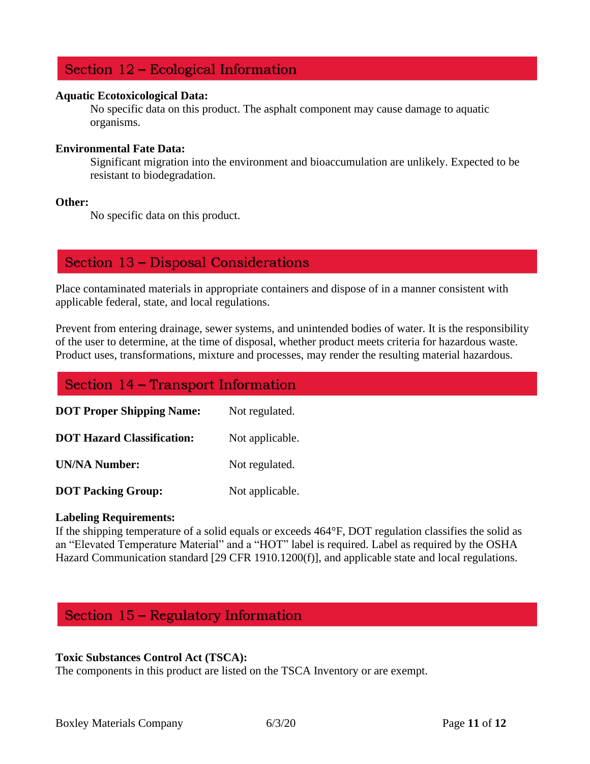## Section 12 – Ecological Information

**Aquatic Ecotoxicological Data:**

No specific data on this product. The asphalt component may cause damage to aquatic organisms.

**Environmental Fate Data:**

Significant migration into the environment and bioaccumulation are unlikely. Expected to be resistant to biodegradation.

**Other:**

No specific data on this product.

## Section 13 – Disposal Considerations

Place contaminated materials in appropriate containers and dispose of in a manner consistent with applicable federal, state, and local regulations.

Prevent from entering drainage, sewer systems, and unintended bodies of water. It is the responsibility of the user to determine, at the time of disposal, whether product meets criteria for hazardous waste. Product uses, transformations, mixture and processes, may render the resulting material hazardous.

## Section 14 – Transport Information

| | |
|---|---|
| **DOT Proper Shipping Name:** | Not regulated. |
| **DOT Hazard Classification:** | Not applicable. |
| **UN/NA Number:** | Not regulated. |
| **DOT Packing Group:** | Not applicable. |

**Labeling Requirements:**

If the shipping temperature of a solid equals or exceeds 464°F, DOT regulation classifies the solid as an "Elevated Temperature Material" and a "HOT" label is required. Label as required by the OSHA Hazard Communication standard [29 CFR 1910.1200(f)], and applicable state and local regulations.

## Section 15 – Regulatory Information

**Toxic Substances Control Act (TSCA):**

The components in this product are listed on the TSCA Inventory or are exempt.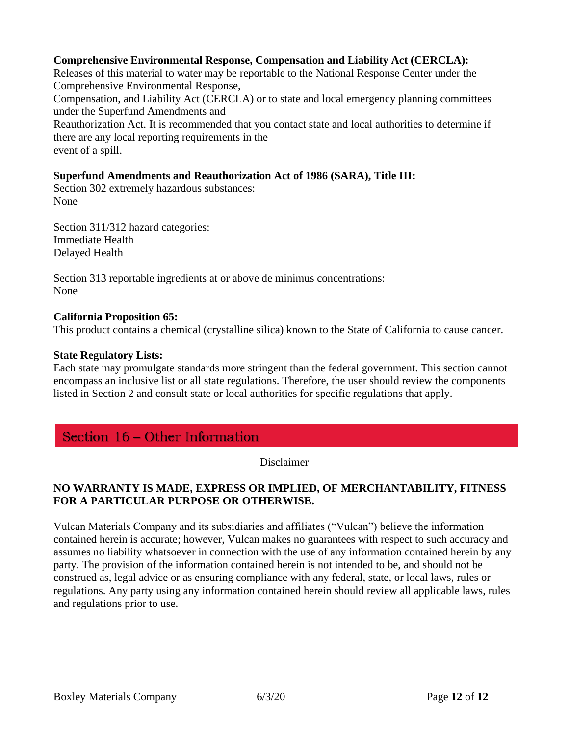**Comprehensive Environmental Response, Compensation and Liability Act (CERCLA):**
Releases of this material to water may be reportable to the National Response Center under the Comprehensive Environmental Response,
Compensation, and Liability Act (CERCLA) or to state and local emergency planning committees under the Superfund Amendments and
Reauthorization Act. It is recommended that you contact state and local authorities to determine if there are any local reporting requirements in the
event of a spill.

**Superfund Amendments and Reauthorization Act of 1986 (SARA), Title III:**
Section 302 extremely hazardous substances:
None

Section 311/312 hazard categories:
Immediate Health
Delayed Health

Section 313 reportable ingredients at or above de minimus concentrations:
None

**California Proposition 65:**
This product contains a chemical (crystalline silica) known to the State of California to cause cancer.

**State Regulatory Lists:**
Each state may promulgate standards more stringent than the federal government. This section cannot encompass an inclusive list or all state regulations. Therefore, the user should review the components listed in Section 2 and consult state or local authorities for specific regulations that apply.

## Section 16 – Other Information

Disclaimer

**NO WARRANTY IS MADE, EXPRESS OR IMPLIED, OF MERCHANTABILITY, FITNESS FOR A PARTICULAR PURPOSE OR OTHERWISE.**

Vulcan Materials Company and its subsidiaries and affiliates ("Vulcan") believe the information contained herein is accurate; however, Vulcan makes no guarantees with respect to such accuracy and assumes no liability whatsoever in connection with the use of any information contained herein by any party. The provision of the information contained herein is not intended to be, and should not be construed as, legal advice or as ensuring compliance with any federal, state, or local laws, rules or regulations. Any party using any information contained herein should review all applicable laws, rules and regulations prior to use.